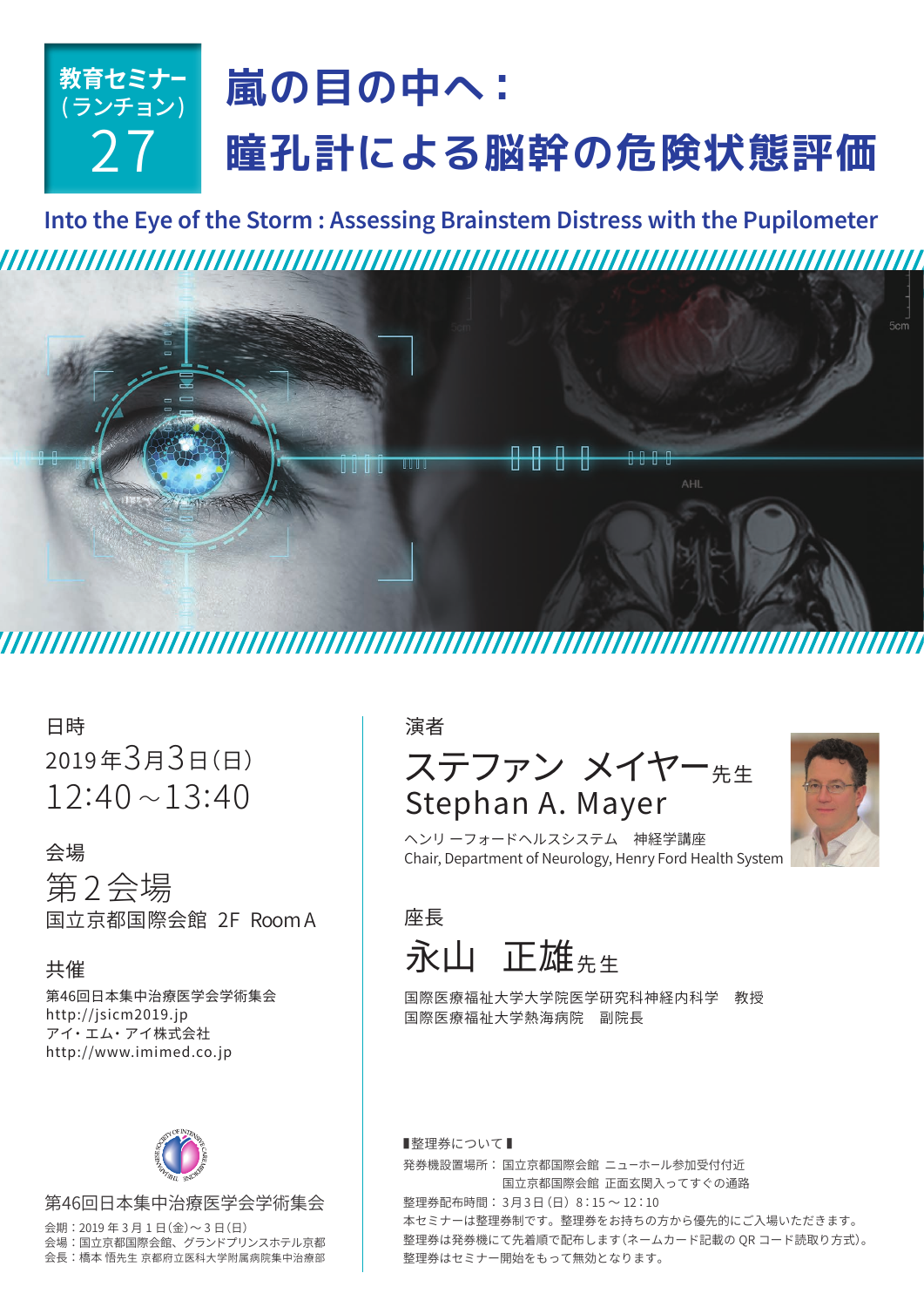教育セミナー（ランチョン）27

# 嵐の目の中へ：瞳孔計による脳幹の危険状態評価

## Into the Eye of the Storm : Assessing Brainstem Distress with the Pupilometer

日時

2019年3月3日（日）
12:40～13:40

会場

第2会場
国立京都国際会館 2F Room A

共催

第46回日本集中治療医学会学術集会
http://jsicm2019.jp
アイ・エム・アイ株式会社
http://www.imimed.co.jp

演者

ステファン メイヤー先生
Stephan A. Mayer

ヘンリ ーフォードヘルスシステム　神経学講座
Chair, Department of Neurology, Henry Ford Health System

座長

永山　正雄先生

国際医療福祉大学大学院医学研究科神経内科学　教授
国際医療福祉大学熱海病院　副院長

第46回日本集中治療医学会学術集会

会期：2019年3月1日（金）～3日（日）
会場：国立京都国際会館、グランドプリンスホテル京都
会長：橋本 悟先生 京都府立医科大学附属病院集中治療部

▮整理券について▮

発券機設置場所：国立京都国際会館 ニューホール参加受付付近
国立京都国際会館 正面玄関入ってすぐの通路
整理券配布時間：3月3日（日）8：15～12：10
本セミナーは整理券制です。整理券をお持ちの方から優先的にご入場いただきます。
整理券は発券機にて先着順で配布します（ネームカード記載のQRコード読取り方式）。
整理券はセミナー開始をもって無効となります。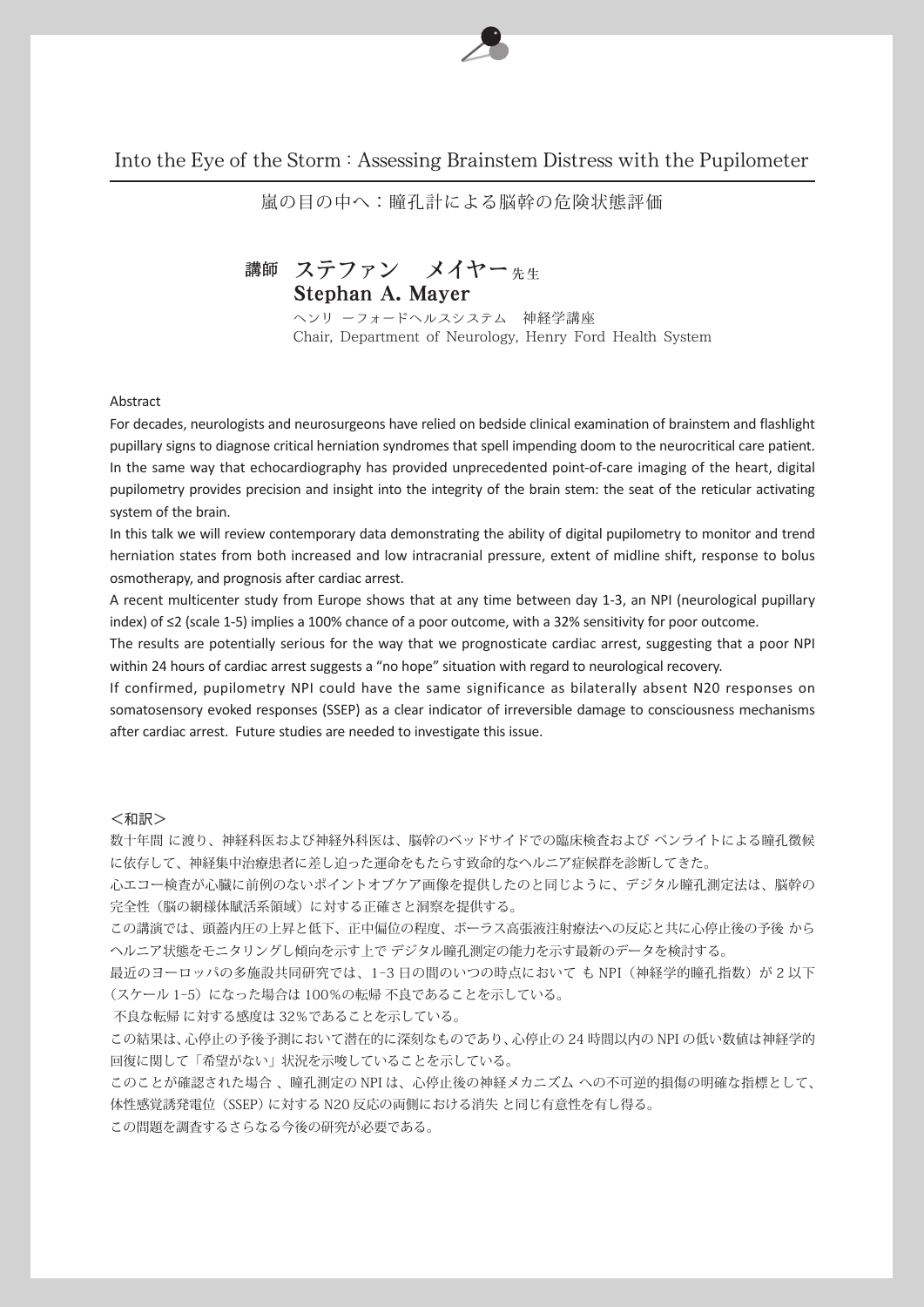# Into the Eye of the Storm : Assessing Brainstem Distress with the Pupilometer

## 嵐の目の中へ：瞳孔計による脳幹の危険状態評価

**講師　ステファン　メイヤー 先生**
**Stephan A. Mayer**

ヘンリ ーフォードヘルスシステム　神経学講座
Chair, Department of Neurology, Henry Ford Health System

Abstract

For decades, neurologists and neurosurgeons have relied on bedside clinical examination of brainstem and flashlight pupillary signs to diagnose critical herniation syndromes that spell impending doom to the neurocritical care patient. In the same way that echocardiography has provided unprecedented point-of-care imaging of the heart, digital pupilometry provides precision and insight into the integrity of the brain stem: the seat of the reticular activating system of the brain.

In this talk we will review contemporary data demonstrating the ability of digital pupilometry to monitor and trend herniation states from both increased and low intracranial pressure, extent of midline shift, response to bolus osmotherapy, and prognosis after cardiac arrest.

A recent multicenter study from Europe shows that at any time between day 1-3, an NPI (neurological pupillary index) of ≤2 (scale 1-5) implies a 100% chance of a poor outcome, with a 32% sensitivity for poor outcome.

The results are potentially serious for the way that we prognosticate cardiac arrest, suggesting that a poor NPI within 24 hours of cardiac arrest suggests a "no hope" situation with regard to neurological recovery.

If confirmed, pupilometry NPI could have the same significance as bilaterally absent N20 responses on somatosensory evoked responses (SSEP) as a clear indicator of irreversible damage to consciousness mechanisms after cardiac arrest. Future studies are needed to investigate this issue.

＜和訳＞

数十年間 に渡り、神経科医および神経外科医は、脳幹のベッドサイドでの臨床検査および ペンライトによる瞳孔徴候に依存して、神経集中治療患者に差し迫った運命をもたらす致命的なヘルニア症候群を診断してきた。

心エコー検査が心臓に前例のないポイントオブケア画像を提供したのと同じように、デジタル瞳孔測定法は、脳幹の完全性（脳の網様体賦活系領域）に対する正確さと洞察を提供する。

この講演では、頭蓋内圧の上昇と低下、正中偏位の程度、ボーラス高張液注射療法への反応と共に心停止後の予後 からヘルニア状態をモニタリングし傾向を示す上で デジタル瞳孔測定の能力を示す最新のデータを検討する。

最近のヨーロッパの多施設共同研究では、1-3 日の間のいつの時点において も NPI（神経学的瞳孔指数）が 2 以下（スケール 1-5）になった場合は 100%の転帰 不良であることを示している。

不良な転帰 に対する感度は 32%であることを示している。

この結果は、心停止の予後予測において潜在的に深刻なものであり、心停止の 24 時間以内の NPI の低い数値は神経学的回復に関して「希望がない」状況を示唆していることを示している。

このことが確認された場合 、瞳孔測定の NPI は、心停止後の神経メカニズム への不可逆的損傷の明確な指標として、体性感覚誘発電位（SSEP）に対する N20 反応の両側における消失 と同じ有意性を有し得る。

この問題を調査するさらなる今後の研究が必要である。